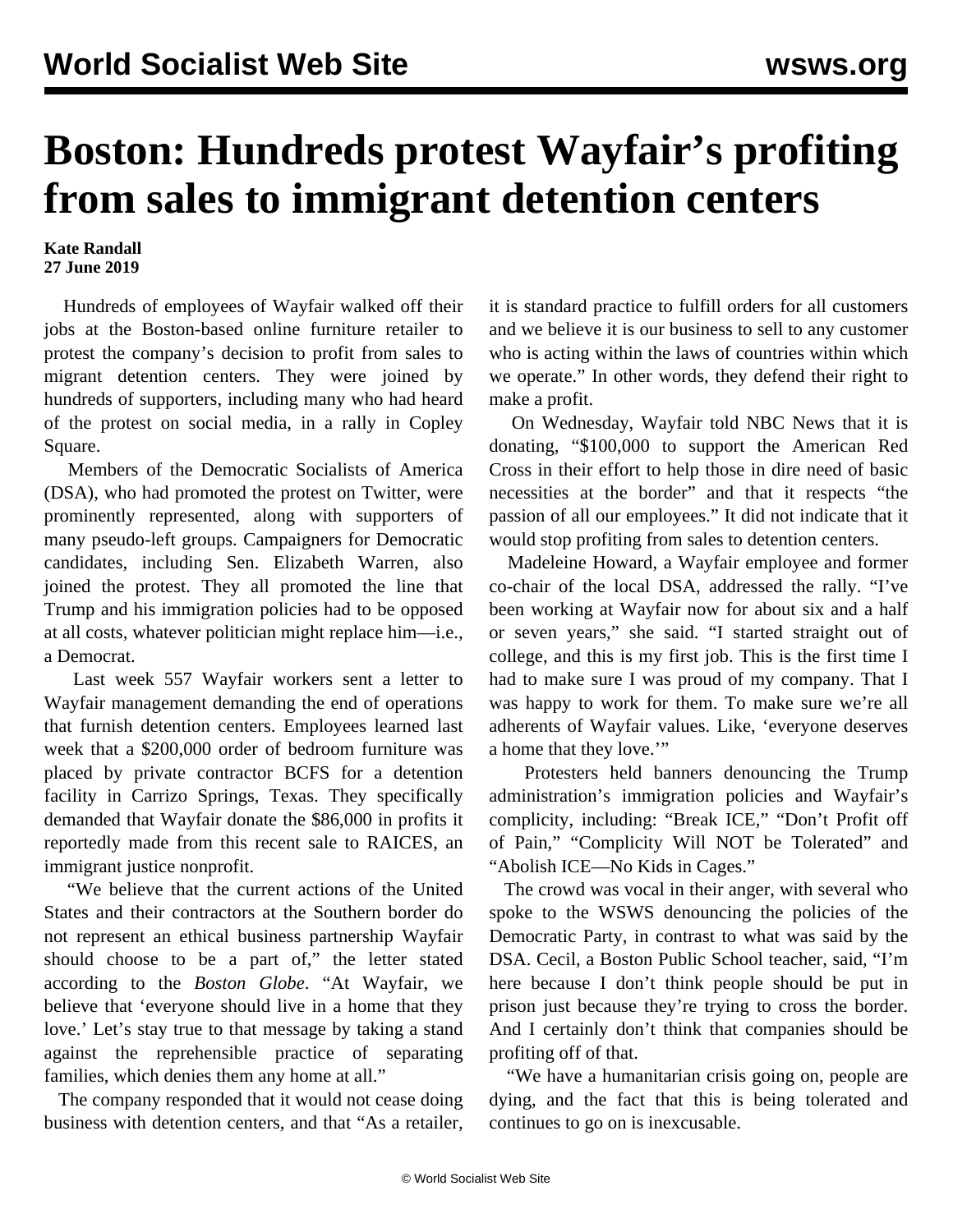# Boston: Hundreds protest Wayfair's profiting from sales to immigrant detention centers

**Kate Randall**
**27 June 2019**

Hundreds of employees of Wayfair walked off their jobs at the Boston-based online furniture retailer to protest the company's decision to profit from sales to migrant detention centers. They were joined by hundreds of supporters, including many who had heard of the protest on social media, in a rally in Copley Square.

Members of the Democratic Socialists of America (DSA), who had promoted the protest on Twitter, were prominently represented, along with supporters of many pseudo-left groups. Campaigners for Democratic candidates, including Sen. Elizabeth Warren, also joined the protest. They all promoted the line that Trump and his immigration policies had to be opposed at all costs, whatever politician might replace him—i.e., a Democrat.

Last week 557 Wayfair workers sent a letter to Wayfair management demanding the end of operations that furnish detention centers. Employees learned last week that a $200,000 order of bedroom furniture was placed by private contractor BCFS for a detention facility in Carrizo Springs, Texas. They specifically demanded that Wayfair donate the $86,000 in profits it reportedly made from this recent sale to RAICES, an immigrant justice nonprofit.

"We believe that the current actions of the United States and their contractors at the Southern border do not represent an ethical business partnership Wayfair should choose to be a part of," the letter stated according to the *Boston Globe*. "At Wayfair, we believe that 'everyone should live in a home that they love.' Let's stay true to that message by taking a stand against the reprehensible practice of separating families, which denies them any home at all."

The company responded that it would not cease doing business with detention centers, and that "As a retailer, it is standard practice to fulfill orders for all customers and we believe it is our business to sell to any customer who is acting within the laws of countries within which we operate." In other words, they defend their right to make a profit.

On Wednesday, Wayfair told NBC News that it is donating, "$100,000 to support the American Red Cross in their effort to help those in dire need of basic necessities at the border" and that it respects "the passion of all our employees." It did not indicate that it would stop profiting from sales to detention centers.

Madeleine Howard, a Wayfair employee and former co-chair of the local DSA, addressed the rally. "I've been working at Wayfair now for about six and a half or seven years," she said. "I started straight out of college, and this is my first job. This is the first time I had to make sure I was proud of my company. That I was happy to work for them. To make sure we're all adherents of Wayfair values. Like, 'everyone deserves a home that they love.'"

Protesters held banners denouncing the Trump administration's immigration policies and Wayfair's complicity, including: "Break ICE," "Don't Profit off of Pain," "Complicity Will NOT be Tolerated" and "Abolish ICE—No Kids in Cages."

The crowd was vocal in their anger, with several who spoke to the WSWS denouncing the policies of the Democratic Party, in contrast to what was said by the DSA. Cecil, a Boston Public School teacher, said, "I'm here because I don't think people should be put in prison just because they're trying to cross the border. And I certainly don't think that companies should be profiting off of that.

"We have a humanitarian crisis going on, people are dying, and the fact that this is being tolerated and continues to go on is inexcusable.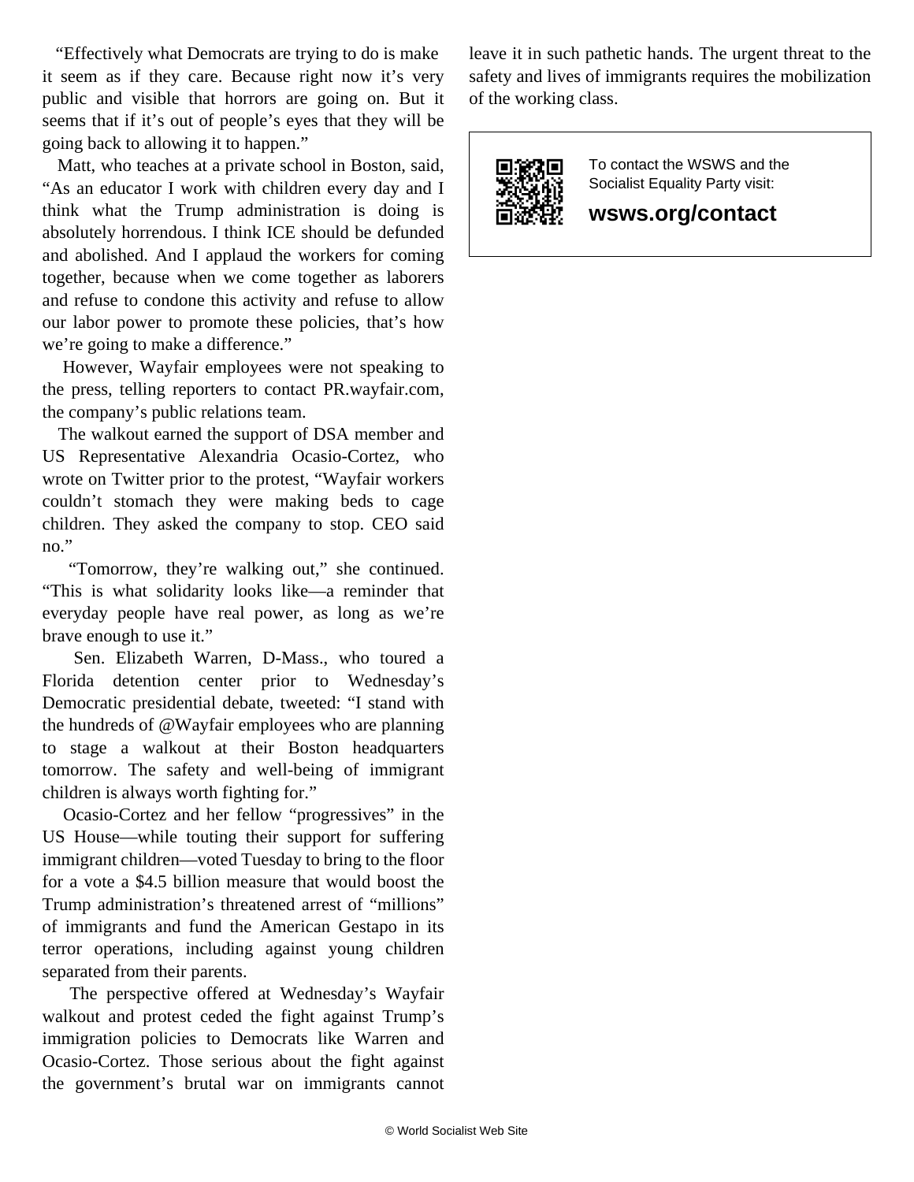"Effectively what Democrats are trying to do is make it seem as if they care. Because right now it's very public and visible that horrors are going on. But it seems that if it's out of people's eyes that they will be going back to allowing it to happen."

Matt, who teaches at a private school in Boston, said, "As an educator I work with children every day and I think what the Trump administration is doing is absolutely horrendous. I think ICE should be defunded and abolished. And I applaud the workers for coming together, because when we come together as laborers and refuse to condone this activity and refuse to allow our labor power to promote these policies, that's how we're going to make a difference."

However, Wayfair employees were not speaking to the press, telling reporters to contact PR.wayfair.com, the company's public relations team.

The walkout earned the support of DSA member and US Representative Alexandria Ocasio-Cortez, who wrote on Twitter prior to the protest, "Wayfair workers couldn't stomach they were making beds to cage children. They asked the company to stop. CEO said no."

"Tomorrow, they're walking out," she continued. "This is what solidarity looks like—a reminder that everyday people have real power, as long as we're brave enough to use it."

Sen. Elizabeth Warren, D-Mass., who toured a Florida detention center prior to Wednesday's Democratic presidential debate, tweeted: "I stand with the hundreds of @Wayfair employees who are planning to stage a walkout at their Boston headquarters tomorrow. The safety and well-being of immigrant children is always worth fighting for."

Ocasio-Cortez and her fellow "progressives" in the US House—while touting their support for suffering immigrant children—voted Tuesday to bring to the floor for a vote a $4.5 billion measure that would boost the Trump administration's threatened arrest of "millions" of immigrants and fund the American Gestapo in its terror operations, including against young children separated from their parents.

The perspective offered at Wednesday's Wayfair walkout and protest ceded the fight against Trump's immigration policies to Democrats like Warren and Ocasio-Cortez. Those serious about the fight against the government's brutal war on immigrants cannot leave it in such pathetic hands. The urgent threat to the safety and lives of immigrants requires the mobilization of the working class.

To contact the WSWS and the Socialist Equality Party visit:

**wsws.org/contact**